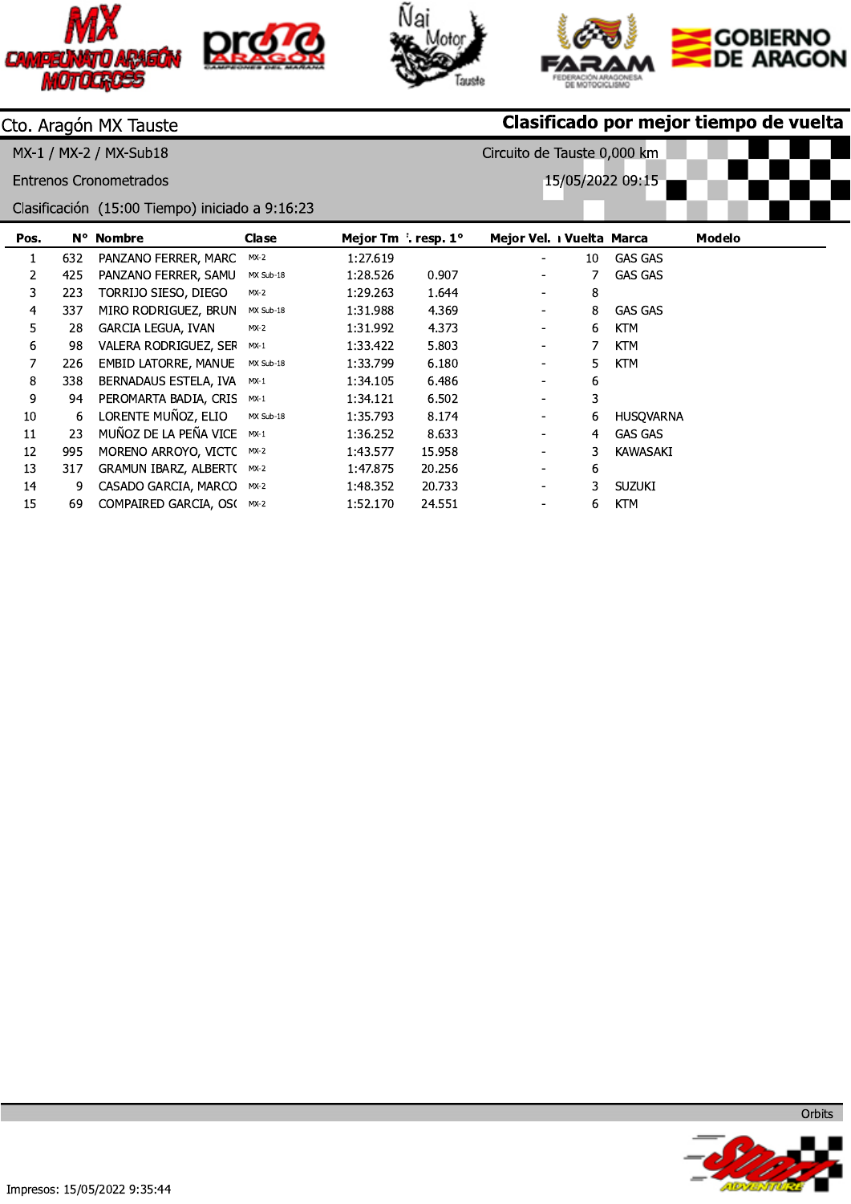Cto. Aragón MX Tauste

**Clasificado por mejor tiempo de vuelta**

MX-1 / MX-2 / MX-Sub18

Circuito de Tauste 0,000 km

Entrenos Cronometrados

15/05/2022 09:15

Clasificación (15:00 Tiempo) iniciado a 9:16:23

| Pos. | N° | Nombre | Clase | Mejor Tm | '. resp. 1° | Mejor Vel. | ı Vuelta | Marca | Modelo |
|---|---|---|---|---|---|---|---|---|---|
| 1 | 632 | PANZANO FERRER, MARC | MX-2 | 1:27.619 | | - | 10 | GAS GAS | |
| 2 | 425 | PANZANO FERRER, SAMU | MX Sub-18 | 1:28.526 | 0.907 | - | 7 | GAS GAS | |
| 3 | 223 | TORRIJO SIESO, DIEGO | MX-2 | 1:29.263 | 1.644 | - | 8 | | |
| 4 | 337 | MIRO RODRIGUEZ, BRUN | MX Sub-18 | 1:31.988 | 4.369 | - | 8 | GAS GAS | |
| 5 | 28 | GARCIA LEGUA, IVAN | MX-2 | 1:31.992 | 4.373 | - | 6 | KTM | |
| 6 | 98 | VALERA RODRIGUEZ, SER | MX-1 | 1:33.422 | 5.803 | - | 7 | KTM | |
| 7 | 226 | EMBID LATORRE, MANUE | MX Sub-18 | 1:33.799 | 6.180 | - | 5 | KTM | |
| 8 | 338 | BERNADAUS ESTELA, IVA | MX-1 | 1:34.105 | 6.486 | - | 6 | | |
| 9 | 94 | PEROMARTA BADIA, CRIS | MX-1 | 1:34.121 | 6.502 | - | 3 | | |
| 10 | 6 | LORENTE MUÑOZ, ELIO | MX Sub-18 | 1:35.793 | 8.174 | - | 6 | HUSQVARNA | |
| 11 | 23 | MUÑOZ DE LA PEÑA VICE | MX-1 | 1:36.252 | 8.633 | - | 4 | GAS GAS | |
| 12 | 995 | MORENO ARROYO, VICTC | MX-2 | 1:43.577 | 15.958 | - | 3 | KAWASAKI | |
| 13 | 317 | GRAMUN IBARZ, ALBERTO | MX-2 | 1:47.875 | 20.256 | - | 6 | | |
| 14 | 9 | CASADO GARCIA, MARCO | MX-2 | 1:48.352 | 20.733 | - | 3 | SUZUKI | |
| 15 | 69 | COMPAIRED GARCIA, OS( | MX-2 | 1:52.170 | 24.551 | - | 6 | KTM | |

Orbits

Impresos: 15/05/2022 9:35:44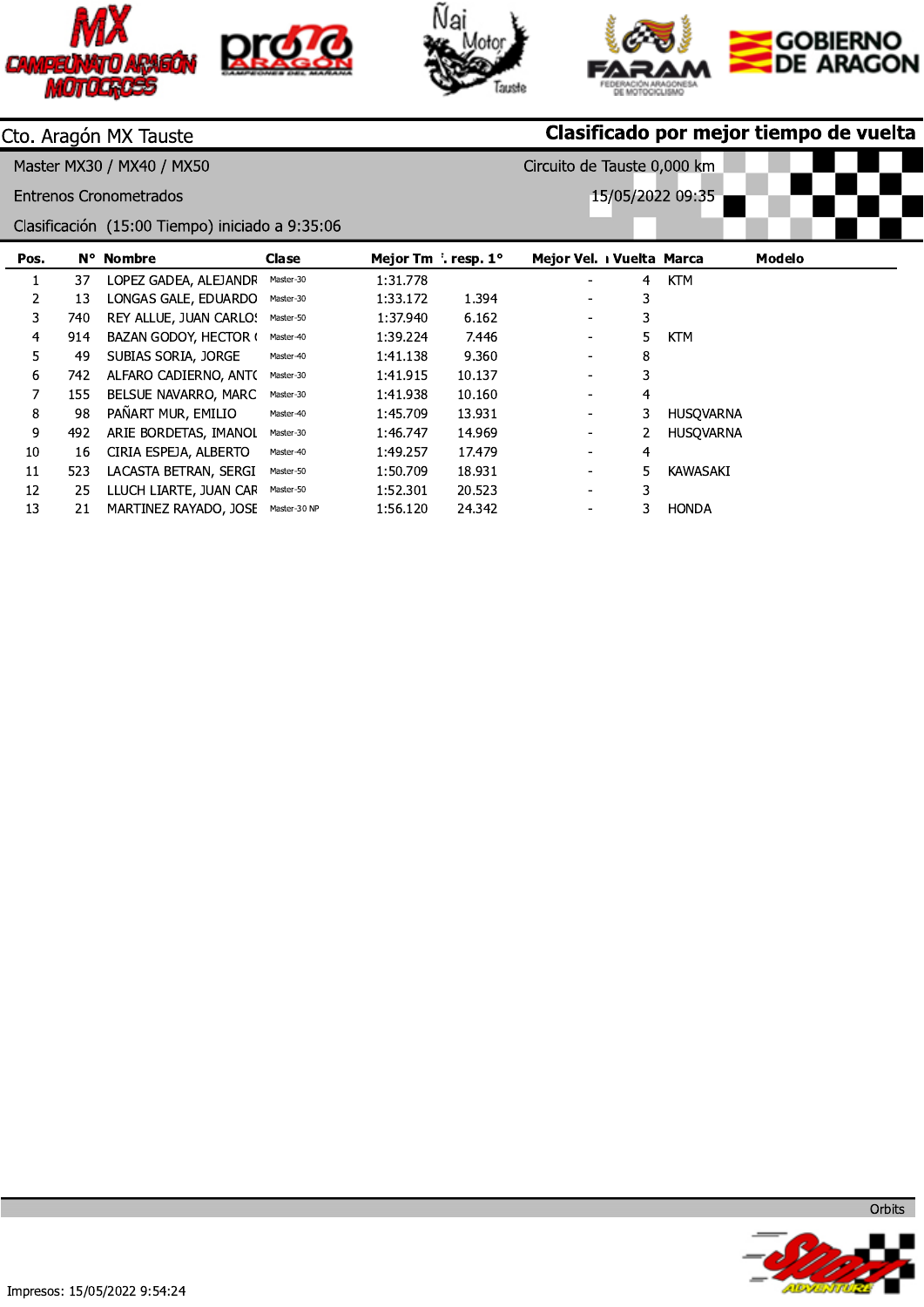Cto. Aragón MX Tauste

**Clasificado por mejor tiempo de vuelta**

Master MX30 / MX40 / MX50

Circuito de Tauste 0,000 km

Entrenos Cronometrados

15/05/2022 09:35

Clasificación (15:00 Tiempo) iniciado a 9:35:06

| Pos. | N° | Nombre | Clase | Mejor Tm | '. resp. 1° | Mejor Vel. | ı Vuelta | Marca | Modelo |
|---|---|---|---|---|---|---|---|---|---|
| 1 | 37 | LOPEZ GADEA, ALEJANDR | Master-30 | 1:31.778 | | - | 4 | KTM | |
| 2 | 13 | LONGAS GALE, EDUARDO | Master-30 | 1:33.172 | 1.394 | - | 3 | | |
| 3 | 740 | REY ALLUE, JUAN CARLO: | Master-50 | 1:37.940 | 6.162 | - | 3 | | |
| 4 | 914 | BAZAN GODOY, HECTOR ( | Master-40 | 1:39.224 | 7.446 | - | 5 | KTM | |
| 5 | 49 | SUBIAS SORIA, JORGE | Master-40 | 1:41.138 | 9.360 | - | 8 | | |
| 6 | 742 | ALFARO CADIERNO, ANT( | Master-30 | 1:41.915 | 10.137 | - | 3 | | |
| 7 | 155 | BELSUE NAVARRO, MARC | Master-30 | 1:41.938 | 10.160 | - | 4 | | |
| 8 | 98 | PAÑART MUR, EMILIO | Master-40 | 1:45.709 | 13.931 | - | 3 | HUSQVARNA | |
| 9 | 492 | ARIE BORDETAS, IMANOL | Master-30 | 1:46.747 | 14.969 | - | 2 | HUSQVARNA | |
| 10 | 16 | CIRIA ESPEJA, ALBERTO | Master-40 | 1:49.257 | 17.479 | - | 4 | | |
| 11 | 523 | LACASTA BETRAN, SERGI | Master-50 | 1:50.709 | 18.931 | - | 5 | KAWASAKI | |
| 12 | 25 | LLUCH LIARTE, JUAN CAR | Master-50 | 1:52.301 | 20.523 | - | 3 | | |
| 13 | 21 | MARTINEZ RAYADO, JOSE | Master-30 NP | 1:56.120 | 24.342 | - | 3 | HONDA | |

Orbits

Impresos: 15/05/2022 9:54:24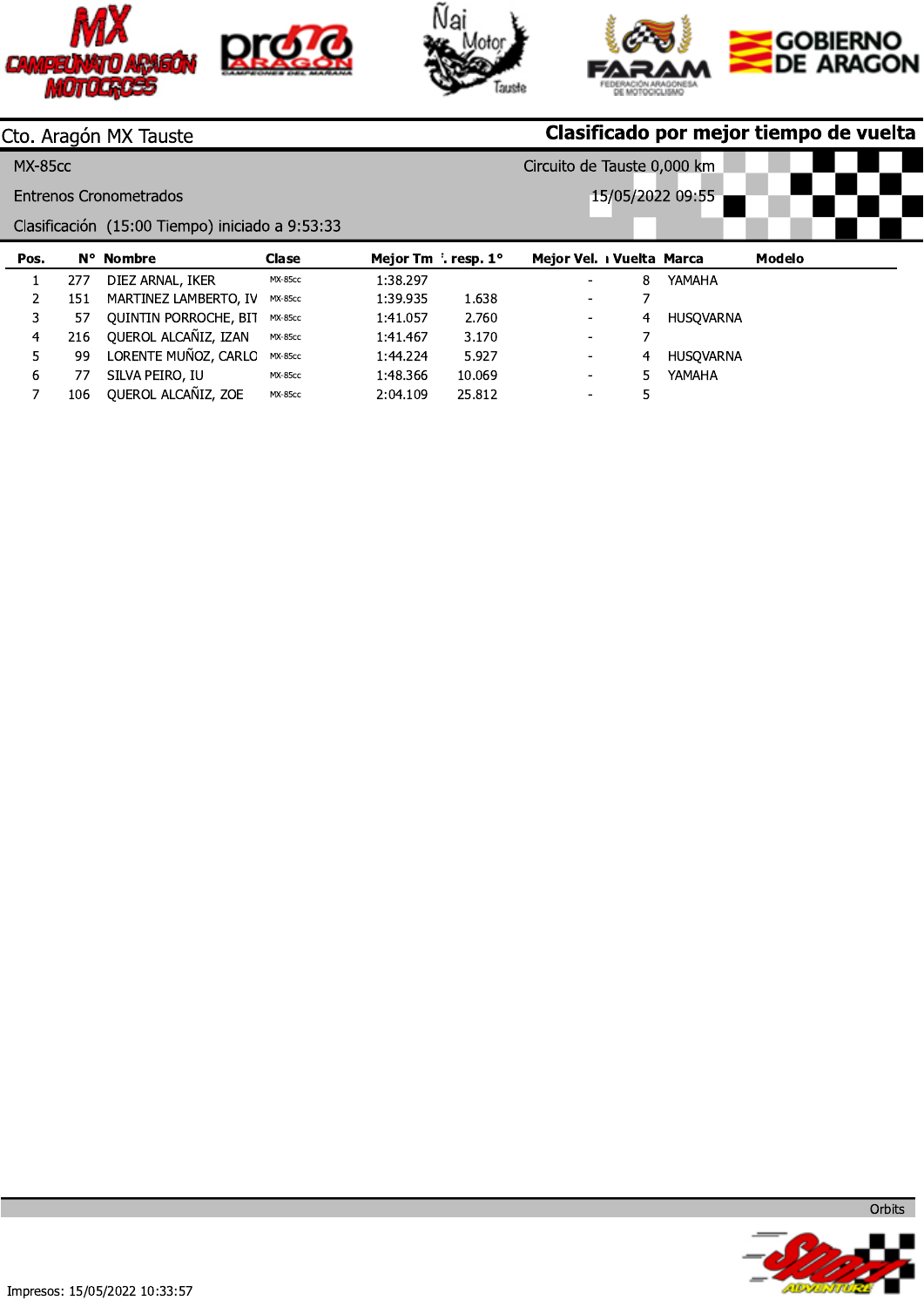Cto. Aragón MX Tauste

**Clasificado por mejor tiempo de vuelta**

MX-85cc

Circuito de Tauste 0,000 km

Entrenos Cronometrados

15/05/2022 09:55

Clasificación (15:00 Tiempo) iniciado a 9:53:33

| Pos. | N° | Nombre | Clase | Mejor Tm | '. resp. 1° | Mejor Vel. | ı Vuelta | Marca | Modelo |
|---|---|---|---|---|---|---|---|---|---|
| 1 | 277 | DIEZ ARNAL, IKER | MX-85cc | 1:38.297 | | - | 8 | YAMAHA | |
| 2 | 151 | MARTINEZ LAMBERTO, IV | MX-85cc | 1:39.935 | 1.638 | - | 7 | | |
| 3 | 57 | QUINTIN PORROCHE, BIT | MX-85cc | 1:41.057 | 2.760 | - | 4 | HUSQVARNA | |
| 4 | 216 | QUEROL ALCAÑIZ, IZAN | MX-85cc | 1:41.467 | 3.170 | - | 7 | | |
| 5 | 99 | LORENTE MUÑOZ, CARLO | MX-85cc | 1:44.224 | 5.927 | - | 4 | HUSQVARNA | |
| 6 | 77 | SILVA PEIRO, IU | MX-85cc | 1:48.366 | 10.069 | - | 5 | YAMAHA | |
| 7 | 106 | QUEROL ALCAÑIZ, ZOE | MX-85cc | 2:04.109 | 25.812 | - | 5 | | |

Orbits

Impresos: 15/05/2022 10:33:57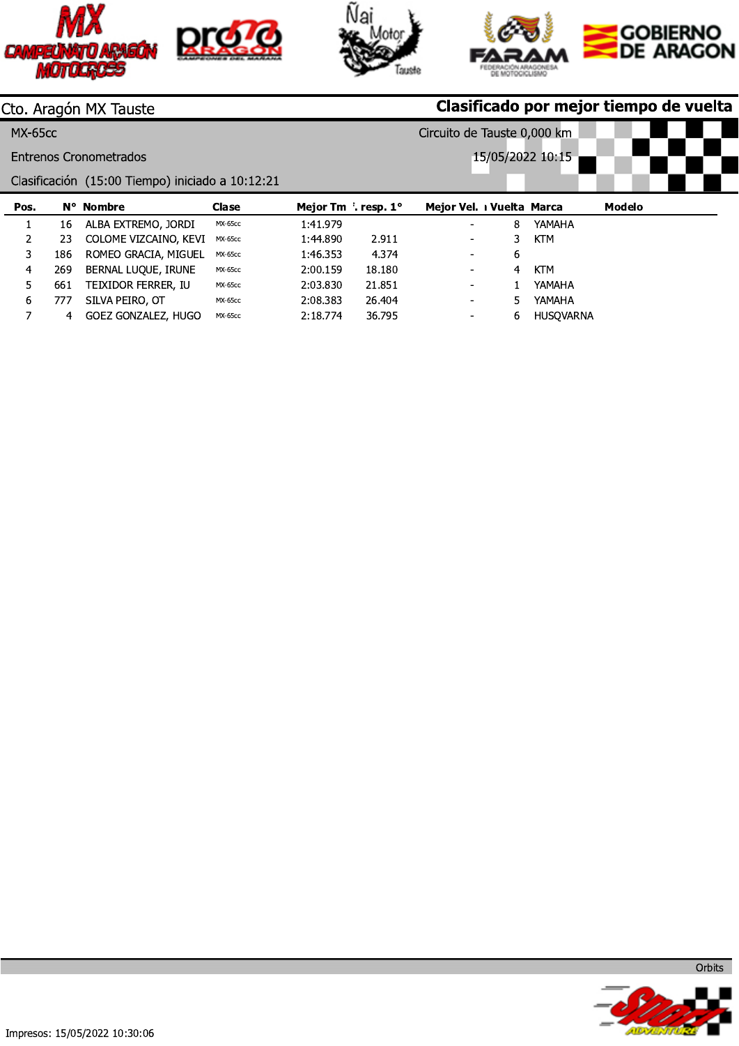Cto. Aragón MX Tauste

**Clasificado por mejor tiempo de vuelta**

MX-65cc

Circuito de Tauste 0,000 km

Entrenos Cronometrados

15/05/2022 10:15

Clasificación (15:00 Tiempo) iniciado a 10:12:21

| Pos. | N° | Nombre | Clase | Mejor Tm | '. resp. 1° | Mejor Vel. | ı Vuelta | Marca | Modelo |
|---|---|---|---|---|---|---|---|---|---|
| 1 | 16 | ALBA EXTREMO, JORDI | MX-65cc | 1:41.979 | | - | 8 | YAMAHA | |
| 2 | 23 | COLOME VIZCAINO, KEVI | MX-65cc | 1:44.890 | 2.911 | - | 3 | KTM | |
| 3 | 186 | ROMEO GRACIA, MIGUEL | MX-65cc | 1:46.353 | 4.374 | - | 6 | | |
| 4 | 269 | BERNAL LUQUE, IRUNE | MX-65cc | 2:00.159 | 18.180 | - | 4 | KTM | |
| 5 | 661 | TEIXIDOR FERRER, IU | MX-65cc | 2:03.830 | 21.851 | - | 1 | YAMAHA | |
| 6 | 777 | SILVA PEIRO, OT | MX-65cc | 2:08.383 | 26.404 | - | 5 | YAMAHA | |
| 7 | 4 | GOEZ GONZALEZ, HUGO | MX-65cc | 2:18.774 | 36.795 | - | 6 | HUSQVARNA | |

Orbits

Impresos: 15/05/2022 10:30:06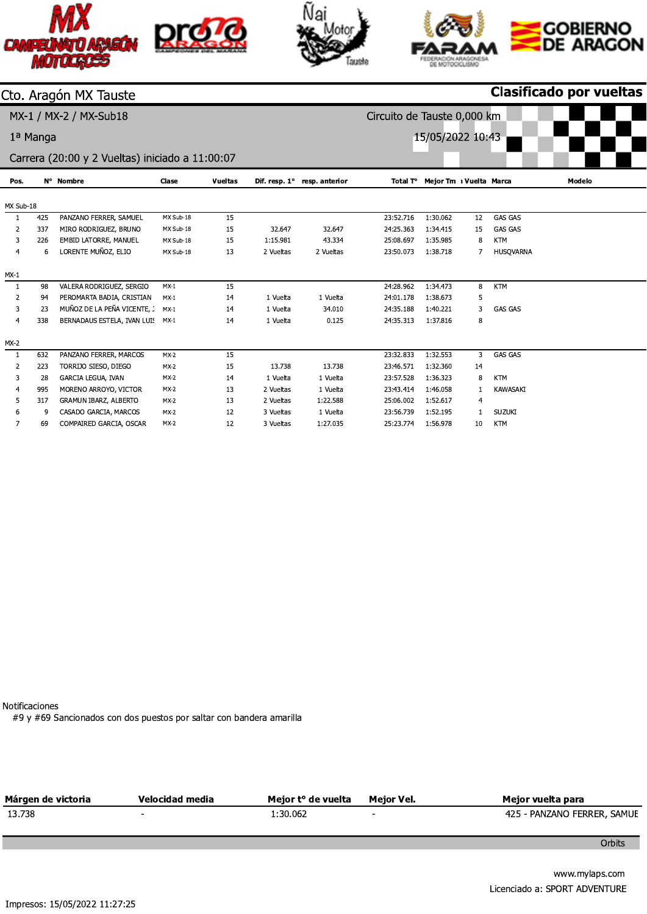# Cto. Aragón MX Tauste

**Clasificado por vueltas**

MX-1 / MX-2 / MX-Sub18

Circuito de Tauste 0,000 km

1ª Manga

15/05/2022 10:43

Carrera (20:00 y 2 Vueltas) iniciado a 11:00:07

| Pos. | Nº | Nombre | Clase | Vueltas | Dif. resp. 1º | resp. anterior | Total Tº | Mejor Tm | Vuelta | Marca | Modelo |
|---|---|---|---|---|---|---|---|---|---|---|---|
| **MX Sub-18** | | | | | | | | | | | |
| 1 | 425 | PANZANO FERRER, SAMUEL | MX Sub-18 | 15 | | | 23:52.716 | 1:30.062 | 12 | GAS GAS | |
| 2 | 337 | MIRO RODRIGUEZ, BRUNO | MX Sub-18 | 15 | 32.647 | 32.647 | 24:25.363 | 1:34.415 | 15 | GAS GAS | |
| 3 | 226 | EMBID LATORRE, MANUEL | MX Sub-18 | 15 | 1:15.981 | 43.334 | 25:08.697 | 1:35.985 | 8 | KTM | |
| 4 | 6 | LORENTE MUÑOZ, ELIO | MX Sub-18 | 13 | 2 Vueltas | 2 Vueltas | 23:50.073 | 1:38.718 | 7 | HUSQVARNA | |
| **MX-1** | | | | | | | | | | | |
| 1 | 98 | VALERA RODRIGUEZ, SERGIO | MX-1 | 15 | | | 24:28.962 | 1:34.473 | 8 | KTM | |
| 2 | 94 | PEROMARTA BADIA, CRISTIAN | MX-1 | 14 | 1 Vuelta | 1 Vuelta | 24:01.178 | 1:38.673 | 5 | | |
| 3 | 23 | MUÑOZ DE LA PEÑA VICENTE, J | MX-1 | 14 | 1 Vuelta | 34.010 | 24:35.188 | 1:40.221 | 3 | GAS GAS | |
| 4 | 338 | BERNADAUS ESTELA, IVAN LUIS | MX-1 | 14 | 1 Vuelta | 0.125 | 24:35.313 | 1:37.816 | 8 | | |
| **MX-2** | | | | | | | | | | | |
| 1 | 632 | PANZANO FERRER, MARCOS | MX-2 | 15 | | | 23:32.833 | 1:32.553 | 3 | GAS GAS | |
| 2 | 223 | TORRIJO SIESO, DIEGO | MX-2 | 15 | 13.738 | 13.738 | 23:46.571 | 1:32.360 | 14 | | |
| 3 | 28 | GARCIA LEGUA, IVAN | MX-2 | 14 | 1 Vuelta | 1 Vuelta | 23:57.528 | 1:36.323 | 8 | KTM | |
| 4 | 995 | MORENO ARROYO, VICTOR | MX-2 | 13 | 2 Vueltas | 1 Vuelta | 23:43.414 | 1:46.058 | 1 | KAWASAKI | |
| 5 | 317 | GRAMUN IBARZ, ALBERTO | MX-2 | 13 | 2 Vueltas | 1:22.588 | 25:06.002 | 1:52.617 | 4 | | |
| 6 | 9 | CASADO GARCIA, MARCOS | MX-2 | 12 | 3 Vueltas | 1 Vuelta | 23:56.739 | 1:52.195 | 1 | SUZUKI | |
| 7 | 69 | COMPAIRED GARCIA, OSCAR | MX-2 | 12 | 3 Vueltas | 1:27.035 | 25:23.774 | 1:56.978 | 10 | KTM | |

Notificaciones

#9 y #69 Sancionados con dos puestos por saltar con bandera amarilla

| Márgen de victoria | Velocidad media | Mejor tº de vuelta | Mejor Vel. | Mejor vuelta para |
|---|---|---|---|---|
| 13.738 | - | 1:30.062 | - | 425 - PANZANO FERRER, SAMUE |

Orbits

www.mylaps.com

Licenciado a: SPORT ADVENTURE

Impresos: 15/05/2022 11:27:25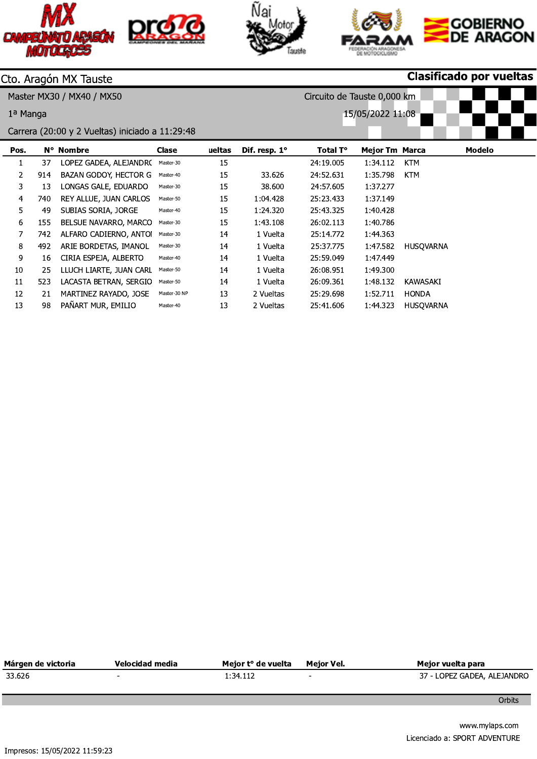Cto. Aragón MX Tauste

**Clasificado por vueltas**

Master MX30 / MX40 / MX50

Circuito de Tauste 0,000 km

1ª Manga

15/05/2022 11:08

Carrera (20:00 y 2 Vueltas) iniciado a 11:29:48

| Pos. | N° | Nombre | Clase | ueltas | Dif. resp. 1° | Total T° | Mejor Tm | Marca | Modelo |
|---|---|---|---|---|---|---|---|---|---|
| 1 | 37 | LOPEZ GADEA, ALEJANDRO | Master-30 | 15 | | 24:19.005 | 1:34.112 | KTM | |
| 2 | 914 | BAZAN GODOY, HECTOR G | Master-40 | 15 | 33.626 | 24:52.631 | 1:35.798 | KTM | |
| 3 | 13 | LONGAS GALE, EDUARDO | Master-30 | 15 | 38.600 | 24:57.605 | 1:37.277 | | |
| 4 | 740 | REY ALLUE, JUAN CARLOS | Master-50 | 15 | 1:04.428 | 25:23.433 | 1:37.149 | | |
| 5 | 49 | SUBIAS SORIA, JORGE | Master-40 | 15 | 1:24.320 | 25:43.325 | 1:40.428 | | |
| 6 | 155 | BELSUE NAVARRO, MARCO | Master-30 | 15 | 1:43.108 | 26:02.113 | 1:40.786 | | |
| 7 | 742 | ALFARO CADIERNO, ANTOI | Master-30 | 14 | 1 Vuelta | 25:14.772 | 1:44.363 | | |
| 8 | 492 | ARIE BORDETAS, IMANOL | Master-30 | 14 | 1 Vuelta | 25:37.775 | 1:47.582 | HUSQVARNA | |
| 9 | 16 | CIRIA ESPEJA, ALBERTO | Master-40 | 14 | 1 Vuelta | 25:59.049 | 1:47.449 | | |
| 10 | 25 | LLUCH LIARTE, JUAN CARL | Master-50 | 14 | 1 Vuelta | 26:08.951 | 1:49.300 | | |
| 11 | 523 | LACASTA BETRAN, SERGIO | Master-50 | 14 | 1 Vuelta | 26:09.361 | 1:48.132 | KAWASAKI | |
| 12 | 21 | MARTINEZ RAYADO, JOSE | Master-30 NP | 13 | 2 Vueltas | 25:29.698 | 1:52.711 | HONDA | |
| 13 | 98 | PAÑART MUR, EMILIO | Master-40 | 13 | 2 Vueltas | 25:41.606 | 1:44.323 | HUSQVARNA | |

| Márgen de victoria | Velocidad media | Mejor t° de vuelta | Mejor Vel. | Mejor vuelta para |
|---|---|---|---|---|
| 33.626 | - | 1:34.112 | - | 37 - LOPEZ GADEA, ALEJANDRO |

Orbits

www.mylaps.com

Licenciado a: SPORT ADVENTURE

Impresos: 15/05/2022 11:59:23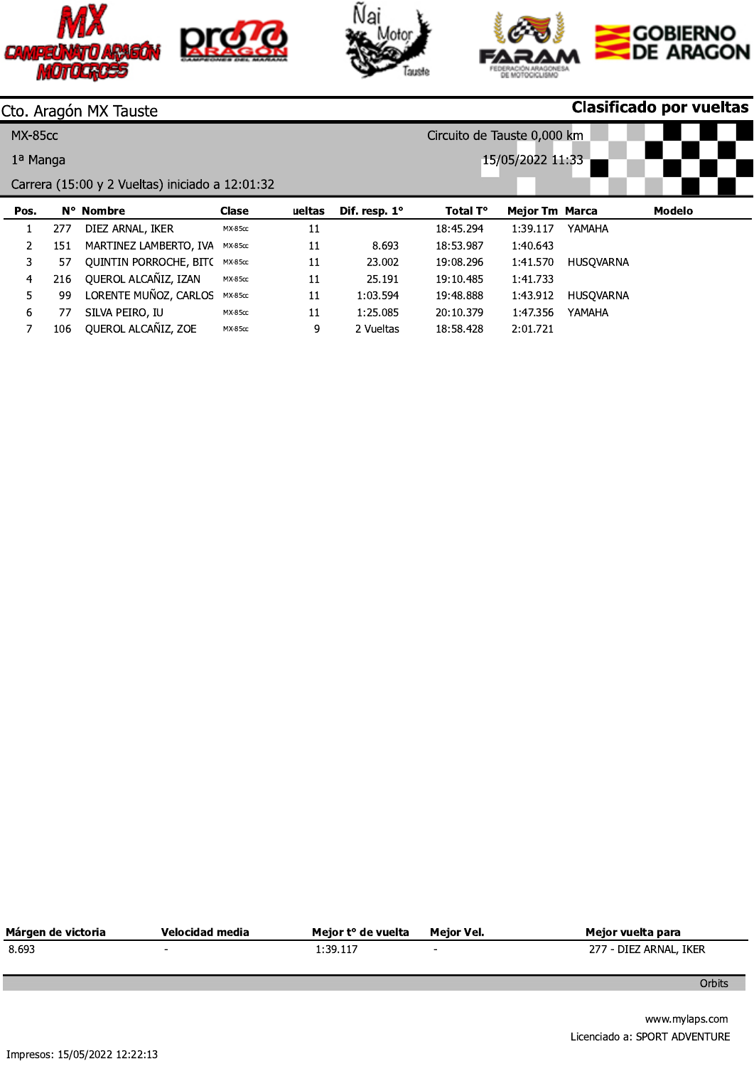Cto. Aragón MX Tauste

**Clasificado por vueltas**

MX-85cc

Circuito de Tauste 0,000 km

1ª Manga

15/05/2022 11:33

Carrera (15:00 y 2 Vueltas) iniciado a 12:01:32

| Pos. | N° | Nombre | Clase | ueltas | Dif. resp. 1° | Total T° | Mejor Tm | Marca | Modelo |
|---|---|---|---|---|---|---|---|---|---|
| 1 | 277 | DIEZ ARNAL, IKER | MX-85cc | 11 | | 18:45.294 | 1:39.117 | YAMAHA | |
| 2 | 151 | MARTINEZ LAMBERTO, IVA | MX-85cc | 11 | 8.693 | 18:53.987 | 1:40.643 | | |
| 3 | 57 | QUINTIN PORROCHE, BITC | MX-85cc | 11 | 23.002 | 19:08.296 | 1:41.570 | HUSQVARNA | |
| 4 | 216 | QUEROL ALCAÑIZ, IZAN | MX-85cc | 11 | 25.191 | 19:10.485 | 1:41.733 | | |
| 5 | 99 | LORENTE MUÑOZ, CARLOS | MX-85cc | 11 | 1:03.594 | 19:48.888 | 1:43.912 | HUSQVARNA | |
| 6 | 77 | SILVA PEIRO, IU | MX-85cc | 11 | 1:25.085 | 20:10.379 | 1:47.356 | YAMAHA | |
| 7 | 106 | QUEROL ALCAÑIZ, ZOE | MX-85cc | 9 | 2 Vueltas | 18:58.428 | 2:01.721 | | |

| Márgen de victoria | Velocidad media | Mejor t° de vuelta | Mejor Vel. | Mejor vuelta para |
|---|---|---|---|---|
| 8.693 | - | 1:39.117 | - | 277 - DIEZ ARNAL, IKER |

Orbits

www.mylaps.com

Licenciado a: SPORT ADVENTURE

Impresos: 15/05/2022 12:22:13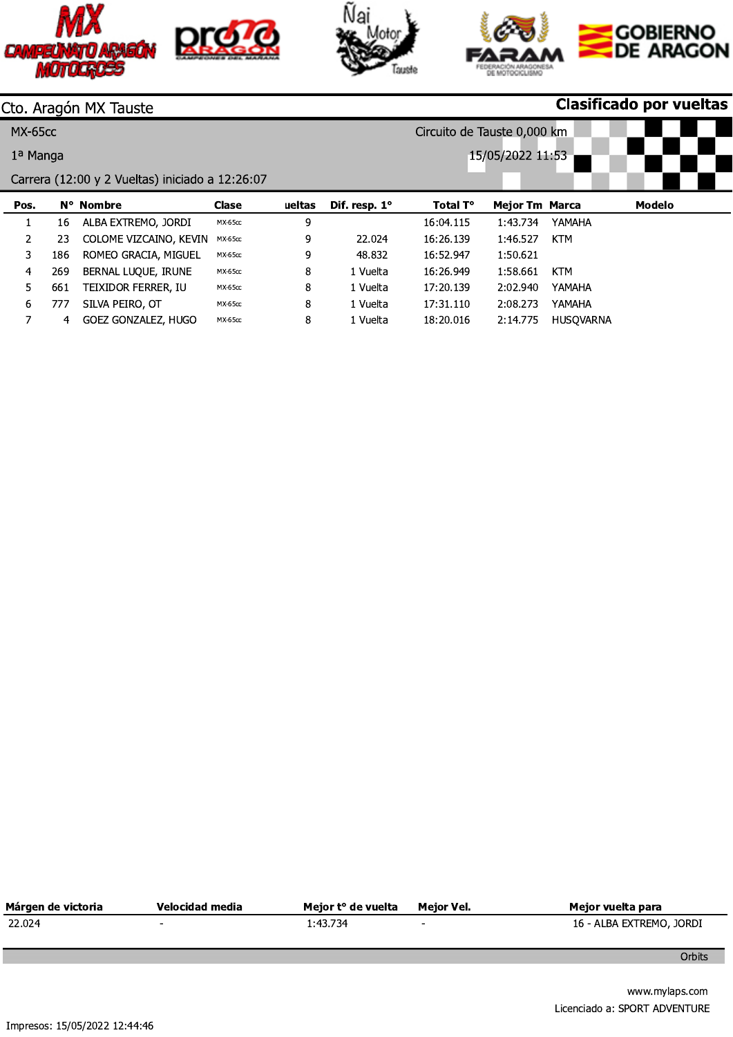Cto. Aragón MX Tauste

**Clasificado por vueltas**

MX-65cc

Circuito de Tauste 0,000 km

1ª Manga

15/05/2022 11:53

Carrera (12:00 y 2 Vueltas) iniciado a 12:26:07

| Pos. | N° | Nombre | Clase | ueltas | Dif. resp. 1° | Total T° | Mejor Tm | Marca | Modelo |
|---|---|---|---|---|---|---|---|---|---|
| 1 | 16 | ALBA EXTREMO, JORDI | MX-65cc | 9 | | 16:04.115 | 1:43.734 | YAMAHA | |
| 2 | 23 | COLOME VIZCAINO, KEVIN | MX-65cc | 9 | 22.024 | 16:26.139 | 1:46.527 | KTM | |
| 3 | 186 | ROMEO GRACIA, MIGUEL | MX-65cc | 9 | 48.832 | 16:52.947 | 1:50.621 | | |
| 4 | 269 | BERNAL LUQUE, IRUNE | MX-65cc | 8 | 1 Vuelta | 16:26.949 | 1:58.661 | KTM | |
| 5 | 661 | TEIXIDOR FERRER, IU | MX-65cc | 8 | 1 Vuelta | 17:20.139 | 2:02.940 | YAMAHA | |
| 6 | 777 | SILVA PEIRO, OT | MX-65cc | 8 | 1 Vuelta | 17:31.110 | 2:08.273 | YAMAHA | |
| 7 | 4 | GOEZ GONZALEZ, HUGO | MX-65cc | 8 | 1 Vuelta | 18:20.016 | 2:14.775 | HUSQVARNA | |

| Márgen de victoria | Velocidad media | Mejor t° de vuelta | Mejor Vel. | Mejor vuelta para |
|---|---|---|---|---|
| 22.024 | - | 1:43.734 | - | 16 - ALBA EXTREMO, JORDI |

Orbits

www.mylaps.com

Licenciado a: SPORT ADVENTURE

Impresos: 15/05/2022 12:44:46